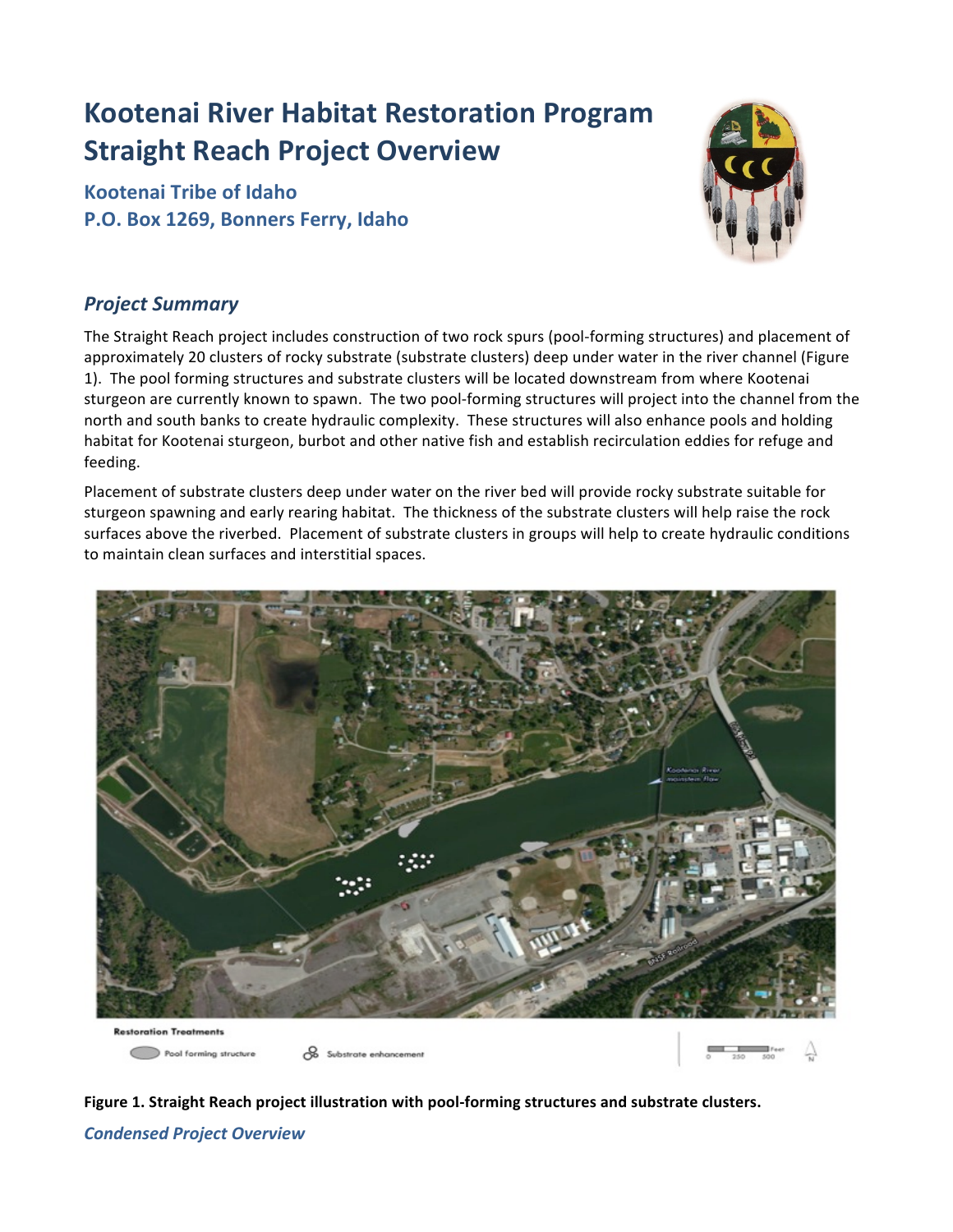# Kootenai River Habitat Restoration Program Straight Reach Project Overview

**Kootenai Tribe of Idaho**
**P.O. Box 1269, Bonners Ferry, Idaho**

## *Project Summary*

The Straight Reach project includes construction of two rock spurs (pool-forming structures) and placement of approximately 20 clusters of rocky substrate (substrate clusters) deep under water in the river channel (Figure 1). The pool forming structures and substrate clusters will be located downstream from where Kootenai sturgeon are currently known to spawn. The two pool-forming structures will project into the channel from the north and south banks to create hydraulic complexity. These structures will also enhance pools and holding habitat for Kootenai sturgeon, burbot and other native fish and establish recirculation eddies for refuge and feeding.

Placement of substrate clusters deep under water on the river bed will provide rocky substrate suitable for sturgeon spawning and early rearing habitat. The thickness of the substrate clusters will help raise the rock surfaces above the riverbed. Placement of substrate clusters in groups will help to create hydraulic conditions to maintain clean surfaces and interstitial spaces.

**Figure 1. Straight Reach project illustration with pool-forming structures and substrate clusters.**

## *Condensed Project Overview*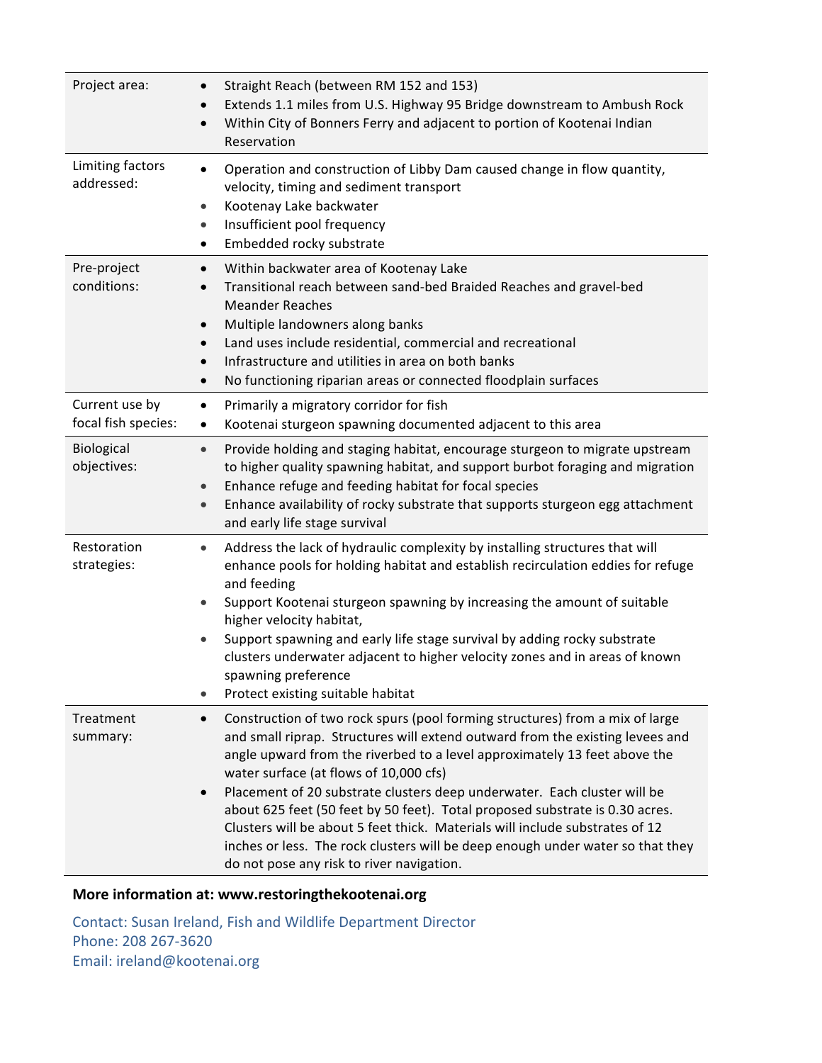| | |
|---|---|
| Project area: | • Straight Reach (between RM 152 and 153)<br>• Extends 1.1 miles from U.S. Highway 95 Bridge downstream to Ambush Rock<br>• Within City of Bonners Ferry and adjacent to portion of Kootenai Indian Reservation |
| Limiting factors addressed: | • Operation and construction of Libby Dam caused change in flow quantity, velocity, timing and sediment transport<br>• Kootenay Lake backwater<br>• Insufficient pool frequency<br>• Embedded rocky substrate |
| Pre-project conditions: | • Within backwater area of Kootenay Lake<br>• Transitional reach between sand-bed Braided Reaches and gravel-bed Meander Reaches<br>• Multiple landowners along banks<br>• Land uses include residential, commercial and recreational<br>• Infrastructure and utilities in area on both banks<br>• No functioning riparian areas or connected floodplain surfaces |
| Current use by focal fish species: | • Primarily a migratory corridor for fish<br>• Kootenai sturgeon spawning documented adjacent to this area |
| Biological objectives: | • Provide holding and staging habitat, encourage sturgeon to migrate upstream to higher quality spawning habitat, and support burbot foraging and migration<br>• Enhance refuge and feeding habitat for focal species<br>• Enhance availability of rocky substrate that supports sturgeon egg attachment and early life stage survival |
| Restoration strategies: | • Address the lack of hydraulic complexity by installing structures that will enhance pools for holding habitat and establish recirculation eddies for refuge and feeding<br>• Support Kootenai sturgeon spawning by increasing the amount of suitable higher velocity habitat,<br>• Support spawning and early life stage survival by adding rocky substrate clusters underwater adjacent to higher velocity zones and in areas of known spawning preference<br>• Protect existing suitable habitat |
| Treatment summary: | • Construction of two rock spurs (pool forming structures) from a mix of large and small riprap. Structures will extend outward from the existing levees and angle upward from the riverbed to a level approximately 13 feet above the water surface (at flows of 10,000 cfs)<br>• Placement of 20 substrate clusters deep underwater. Each cluster will be about 625 feet (50 feet by 50 feet). Total proposed substrate is 0.30 acres. Clusters will be about 5 feet thick. Materials will include substrates of 12 inches or less. The rock clusters will be deep enough under water so that they do not pose any risk to river navigation. |

**More information at: www.restoringthekootenai.org**

Contact: Susan Ireland, Fish and Wildlife Department Director
Phone: 208 267-3620
Email: ireland@kootenai.org